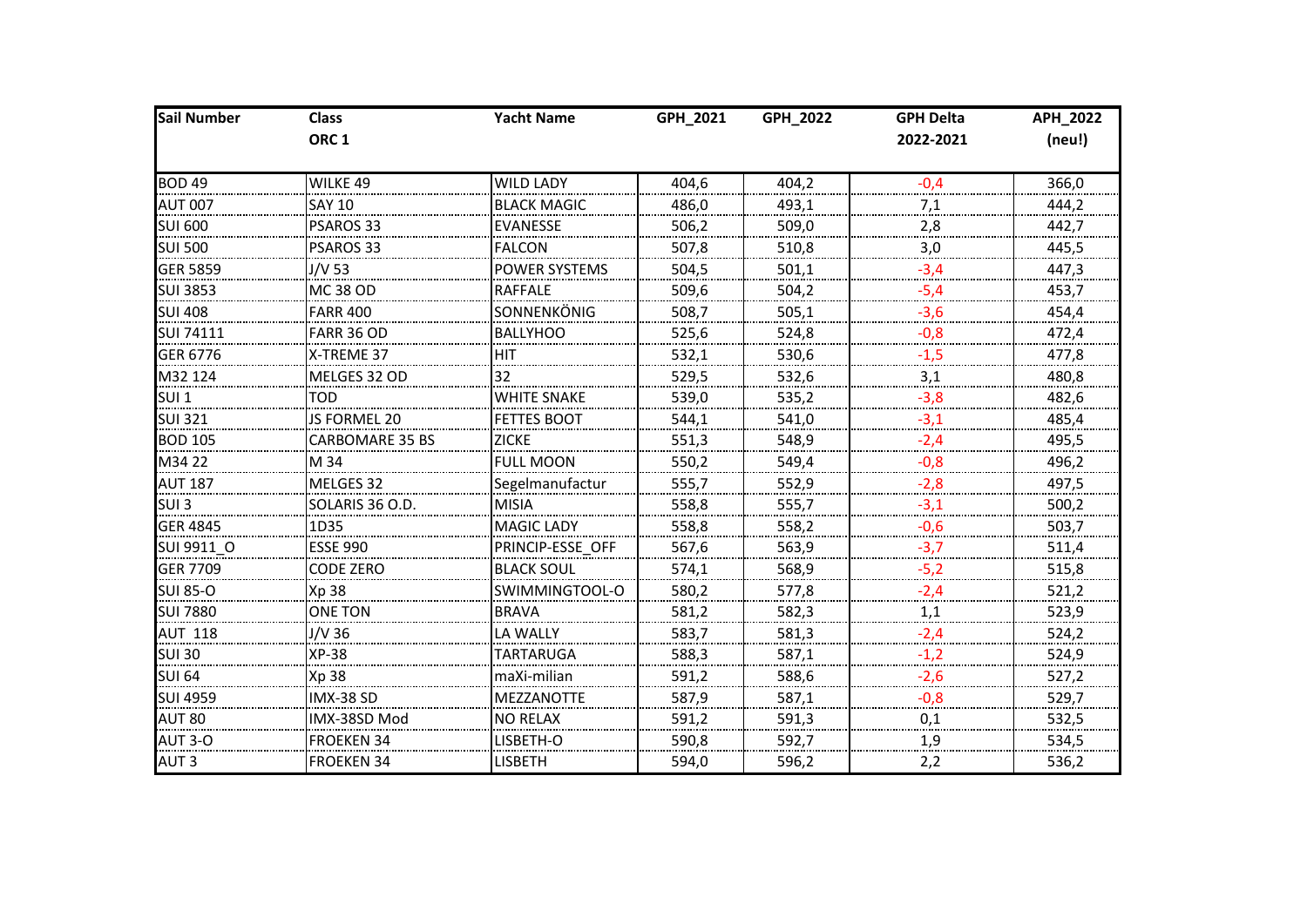| Sail Number | Class<br>ORC 1 | Yacht Name | GPH_2021 | GPH_2022 | GPH Delta<br>2022-2021 | APH_2022<br>(neu!) |
|---|---|---|---|---|---|---|
| BOD 49 | WILKE 49 | WILD LADY | 404,6 | 404,2 | -0,4 | 366,0 |
| AUT 007 | SAY 10 | BLACK MAGIC | 486,0 | 493,1 | 7,1 | 444,2 |
| SUI 600 | PSAROS 33 | EVANESSE | 506,2 | 509,0 | 2,8 | 442,7 |
| SUI 500 | PSAROS 33 | FALCON | 507,8 | 510,8 | 3,0 | 445,5 |
| GER 5859 | J/V 53 | POWER SYSTEMS | 504,5 | 501,1 | -3,4 | 447,3 |
| SUI 3853 | MC 38 OD | RAFFALE | 509,6 | 504,2 | -5,4 | 453,7 |
| SUI 408 | FARR 400 | SONNENKÖNIG | 508,7 | 505,1 | -3,6 | 454,4 |
| SUI 74111 | FARR 36 OD | BALLYHOO | 525,6 | 524,8 | -0,8 | 472,4 |
| GER 6776 | X-TREME 37 | HIT | 532,1 | 530,6 | -1,5 | 477,8 |
| M32 124 | MELGES 32 OD | 32 | 529,5 | 532,6 | 3,1 | 480,8 |
| SUI 1 | TOD | WHITE SNAKE | 539,0 | 535,2 | -3,8 | 482,6 |
| SUI 321 | JS FORMEL 20 | FETTES BOOT | 544,1 | 541,0 | -3,1 | 485,4 |
| BOD 105 | CARBOMARE 35 BS | ZICKE | 551,3 | 548,9 | -2,4 | 495,5 |
| M34 22 | M 34 | FULL MOON | 550,2 | 549,4 | -0,8 | 496,2 |
| AUT 187 | MELGES 32 | Segelmanufactur | 555,7 | 552,9 | -2,8 | 497,5 |
| SUI 3 | SOLARIS 36 O.D. | MISIA | 558,8 | 555,7 | -3,1 | 500,2 |
| GER 4845 | 1D35 | MAGIC LADY | 558,8 | 558,2 | -0,6 | 503,7 |
| SUI 9911_O | ESSE 990 | PRINCIP-ESSE_OFF | 567,6 | 563,9 | -3,7 | 511,4 |
| GER 7709 | CODE ZERO | BLACK SOUL | 574,1 | 568,9 | -5,2 | 515,8 |
| SUI 85-O | Xp 38 | SWIMMINGTOOL-O | 580,2 | 577,8 | -2,4 | 521,2 |
| SUI 7880 | ONE TON | BRAVA | 581,2 | 582,3 | 1,1 | 523,9 |
| AUT 118 | J/V 36 | LA WALLY | 583,7 | 581,3 | -2,4 | 524,2 |
| SUI 30 | XP-38 | TARTARUGA | 588,3 | 587,1 | -1,2 | 524,9 |
| SUI 64 | Xp 38 | maXi-milian | 591,2 | 588,6 | -2,6 | 527,2 |
| SUI 4959 | IMX-38 SD | MEZZANOTTE | 587,9 | 587,1 | -0,8 | 529,7 |
| AUT 80 | IMX-38SD Mod | NO RELAX | 591,2 | 591,3 | 0,1 | 532,5 |
| AUT 3-O | FROEKEN 34 | LISBETH-O | 590,8 | 592,7 | 1,9 | 534,5 |
| AUT 3 | FROEKEN 34 | LISBETH | 594,0 | 596,2 | 2,2 | 536,2 |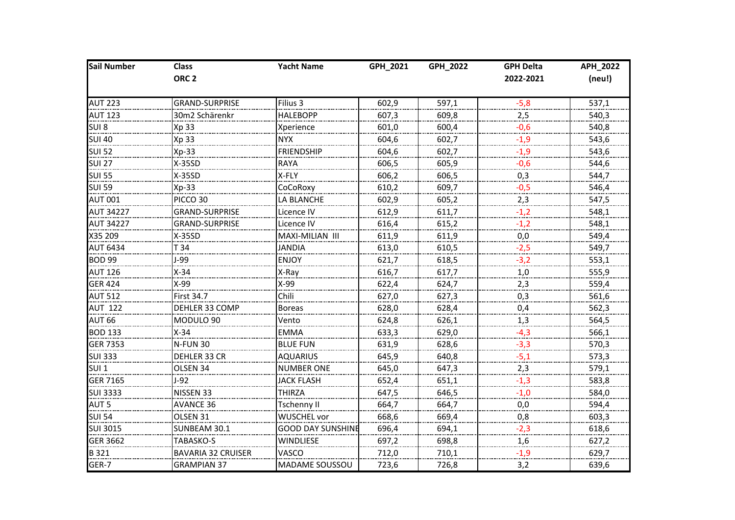| Sail Number | Class ORC 2 | Yacht Name | GPH_2021 | GPH_2022 | GPH Delta 2022-2021 | APH_2022 (neu!) |
|---|---|---|---|---|---|---|
| AUT 223 | GRAND-SURPRISE | Filius 3 | 602,9 | 597,1 | -5,8 | 537,1 |
| AUT 123 | 30m2 Schärenkr | HALEBOPP | 607,3 | 609,8 | 2,5 | 540,3 |
| SUI 8 | Xp 33 | Xperience | 601,0 | 600,4 | -0,6 | 540,8 |
| SUI 40 | Xp 33 | NYX | 604,6 | 602,7 | -1,9 | 543,6 |
| SUI 52 | Xp-33 | FRIENDSHIP | 604,6 | 602,7 | -1,9 | 543,6 |
| SUI 27 | X-35SD | RAYA | 606,5 | 605,9 | -0,6 | 544,6 |
| SUI 55 | X-35SD | X-FLY | 606,2 | 606,5 | 0,3 | 544,7 |
| SUI 59 | Xp-33 | CoCoRoxy | 610,2 | 609,7 | -0,5 | 546,4 |
| AUT 001 | PICCO 30 | LA BLANCHE | 602,9 | 605,2 | 2,3 | 547,5 |
| AUT 34227 | GRAND-SURPRISE | Licence IV | 612,9 | 611,7 | -1,2 | 548,1 |
| AUT 34227 | GRAND-SURPRISE | Licence IV | 616,4 | 615,2 | -1,2 | 548,1 |
| X35 209 | X-35SD | MAXI-MILIAN III | 611,9 | 611,9 | 0,0 | 549,4 |
| AUT 6434 | T 34 | JANDIA | 613,0 | 610,5 | -2,5 | 549,7 |
| BOD 99 | J-99 | ENJOY | 621,7 | 618,5 | -3,2 | 553,1 |
| AUT 126 | X-34 | X-Ray | 616,7 | 617,7 | 1,0 | 555,9 |
| GER 424 | X-99 | X-99 | 622,4 | 624,7 | 2,3 | 559,4 |
| AUT 512 | First 34.7 | Chili | 627,0 | 627,3 | 0,3 | 561,6 |
| AUT 122 | DEHLER 33 COMP | Boreas | 628,0 | 628,4 | 0,4 | 562,3 |
| AUT 66 | MODULO 90 | Vento | 624,8 | 626,1 | 1,3 | 564,5 |
| BOD 133 | X-34 | EMMA | 633,3 | 629,0 | -4,3 | 566,1 |
| GER 7353 | N-FUN 30 | BLUE FUN | 631,9 | 628,6 | -3,3 | 570,3 |
| SUI 333 | DEHLER 33 CR | AQUARIUS | 645,9 | 640,8 | -5,1 | 573,3 |
| SUI 1 | OLSEN 34 | NUMBER ONE | 645,0 | 647,3 | 2,3 | 579,1 |
| GER 7165 | J-92 | JACK FLASH | 652,4 | 651,1 | -1,3 | 583,8 |
| SUI 3333 | NISSEN 33 | THIRZA | 647,5 | 646,5 | -1,0 | 584,0 |
| AUT 5 | AVANCE 36 | Tschenny II | 664,7 | 664,7 | 0,0 | 594,4 |
| SUI 54 | OLSEN 31 | WUSCHEL vor | 668,6 | 669,4 | 0,8 | 603,3 |
| SUI 3015 | SUNBEAM 30.1 | GOOD DAY SUNSHINE | 696,4 | 694,1 | -2,3 | 618,6 |
| GER 3662 | TABASKO-S | WINDLIESE | 697,2 | 698,8 | 1,6 | 627,2 |
| B 321 | BAVARIA 32 CRUISER | VASCO | 712,0 | 710,1 | -1,9 | 629,7 |
| GER-7 | GRAMPIAN 37 | MADAME SOUSSOU | 723,6 | 726,8 | 3,2 | 639,6 |